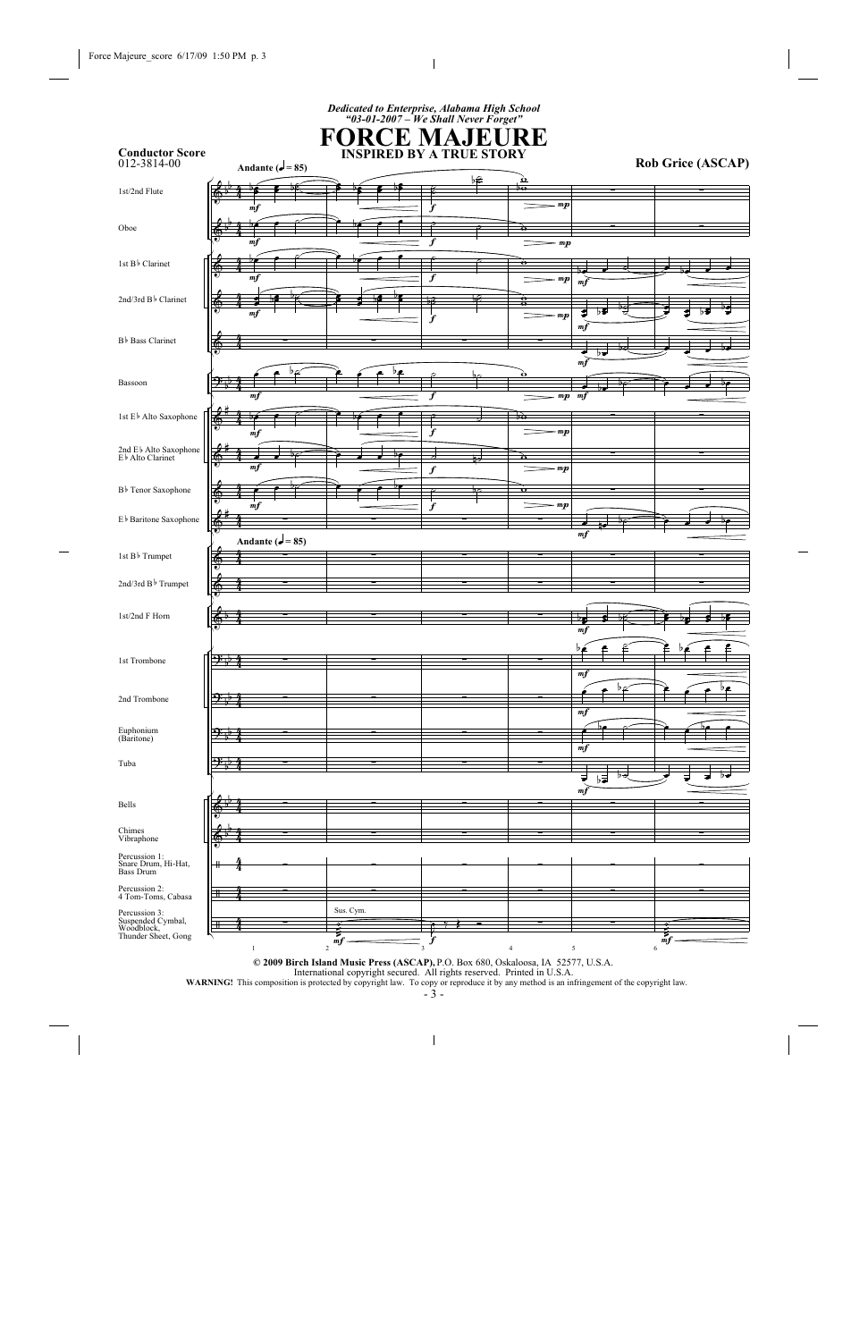*Dedicated to Enterprise, Alabama High School*
*"03-01-2007 – We Shall Never Forget"*

# FORCE MAJEURE

## INSPIRED BY A TRUE STORY

**Conductor Score**
012-3814-00

**Rob Grice (ASCAP)**

**Andante (♩ = 85)**

1st/2nd Flute
Oboe
1st B♭ Clarinet
2nd/3rd B♭ Clarinet
B♭ Bass Clarinet
Bassoon
1st E♭ Alto Saxophone
2nd E♭ Alto Saxophone
E♭ Alto Clarinet
B♭ Tenor Saxophone
E♭ Baritone Saxophone
1st B♭ Trumpet
2nd/3rd B♭ Trumpet
1st/2nd F Horn
1st Trombone
2nd Trombone
Euphonium (Baritone)
Tuba
Bells
Chimes
Vibraphone
Percussion 1: Snare Drum, Hi-Hat, Bass Drum
Percussion 2: 4 Tom-Toms, Cabasa
Percussion 3: Suspended Cymbal, Woodblock, Thunder Sheet, Gong

Sus. Cym.

**© 2009 Birch Island Music Press (ASCAP),** P.O. Box 680, Oskaloosa, IA 52577, U.S.A.
International copyright secured. All rights reserved. Printed in U.S.A.
**WARNING!** This composition is protected by copyright law. To copy or reproduce it by any method is an infringement of the copyright law.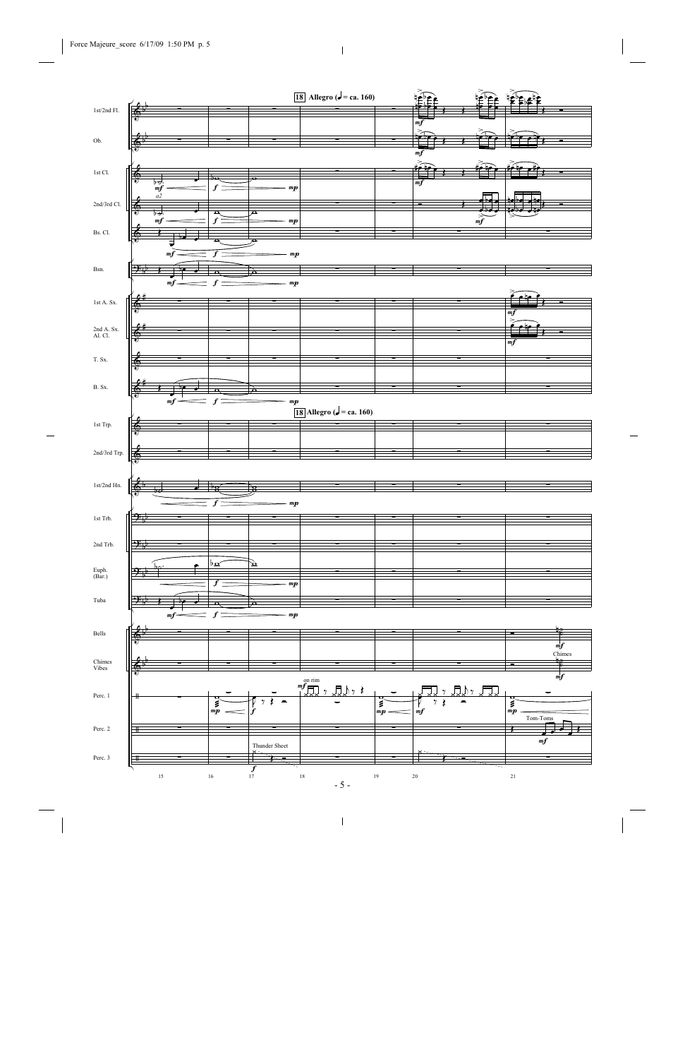**18** Allegro (♩ = ca. 160)

1st/2nd Fl.

Ob.

1st Cl.

2nd/3rd Cl.

Bs. Cl.

Bsn.

1st A. Sx.

2nd A. Sx. Al. Cl.

T. Sx.

B. Sx.

1st Trp.

2nd/3rd Trp.

1st/2nd Hn.

1st Trb.

2nd Trb.

Euph. (Bar.)

Tuba

Bells

Chimes Vibes

Perc. 1

Perc. 2

Perc. 3

a2

on rim

Thunder Sheet

Chimes

Tom-Toms

15 16 17 18 19 20 21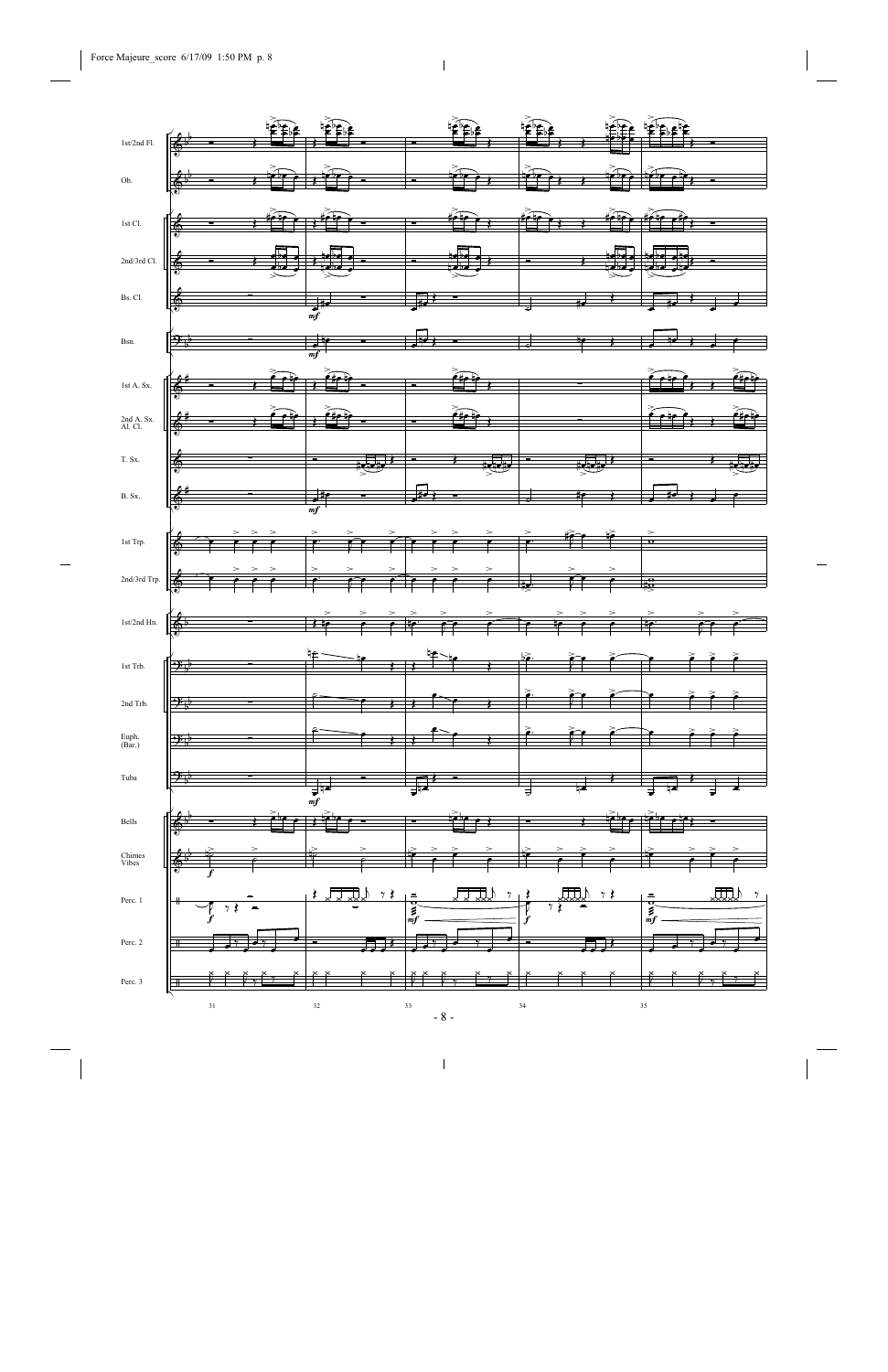1st/2nd Fl.

Ob.

1st Cl.

2nd/3rd Cl.

Bs. Cl.

Bsn.

1st A. Sx.

2nd A. Sx.
Al. Cl.

T. Sx.

B. Sx.

1st Trp.

2nd/3rd Trp.

1st/2nd Hn.

1st Trb.

2nd Trb.

Euph.
(Bar.)

Tuba

Bells

Chimes
Vibes

Perc. 1

Perc. 2

Perc. 3

31 32 33 34 35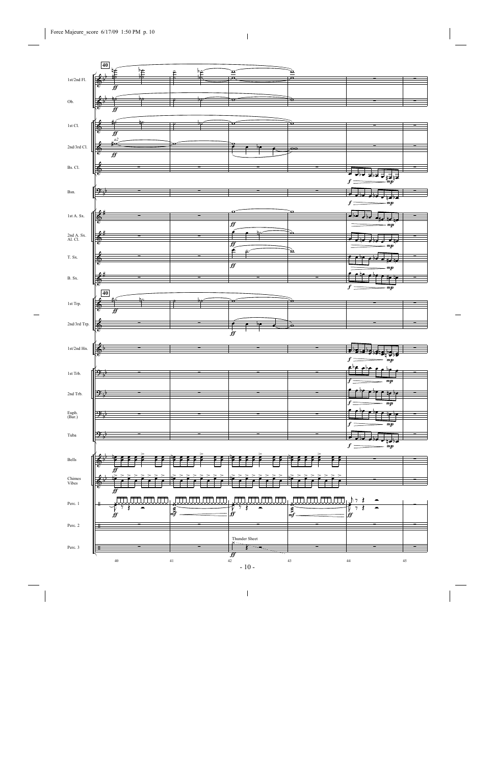40

1st/2nd Fl.

Ob.

1st Cl.

2nd/3rd Cl.

Bs. Cl.

Bsn.

1st A. Sx.

2nd A. Sx.
Al. Cl.

T. Sx.

B. Sx.

1st Trp.

2nd/3rd Trp.

1st/2nd Hn.

1st Trb.

2nd Trb.

Euph.
(Bar.)

Tuba

Bells

Chimes
Vibes

Perc. 1

Perc. 2

Perc. 3

Thunder Sheet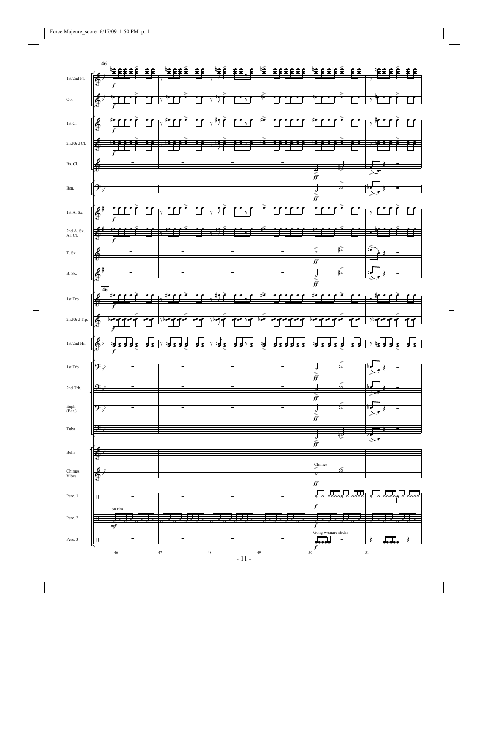46

1st/2nd Fl.

Ob.

1st Cl.

2nd/3rd Cl.

Bs. Cl.

Bsn.

1st A. Sx.

2nd A. Sx. Al. Cl.

T. Sx.

B. Sx.

1st Trp.

2nd/3rd Trp.

1st/2nd Hn.

1st Trb.

2nd Trb.

Euph. (Bar.)

Tuba

Bells

Chimes Vibes

Perc. 1

Perc. 2

Perc. 3

*f* *ff* *mf*

on rim

Chimes

Gong w/snare sticks

46 47 48 49 50 51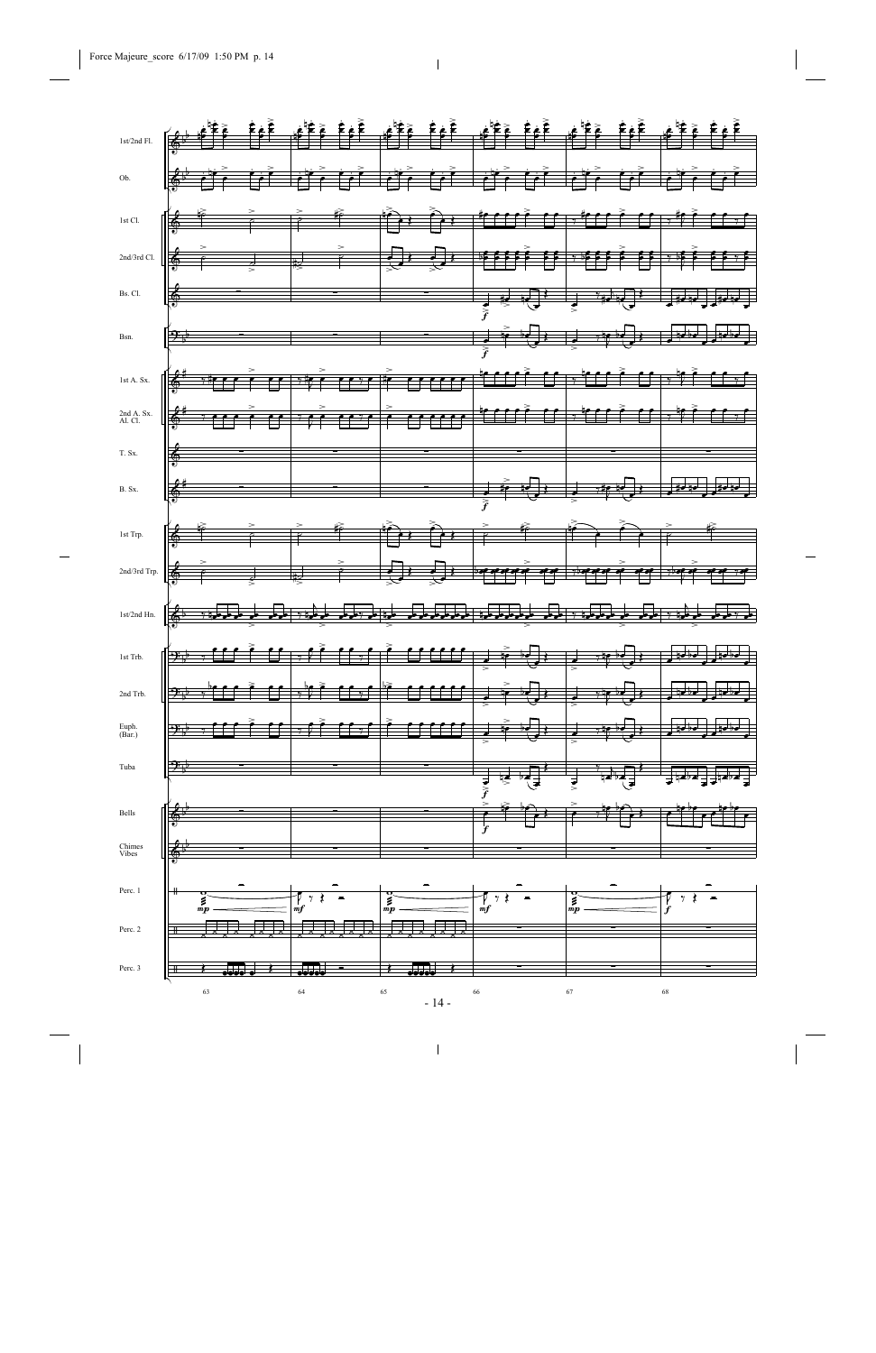1st/2nd Fl.

Ob.

1st Cl.

2nd/3rd Cl.

Bs. Cl.

Bsn.

1st A. Sx.

2nd A. Sx.
Al. Cl.

T. Sx.

B. Sx.

1st Trp.

2nd/3rd Trp.

1st/2nd Hn.

1st Trb.

2nd Trb.

Euph.
(Bar.)

Tuba

Bells

Chimes
Vibes

Perc. 1

Perc. 2

Perc. 3

63 64 65 66 67 68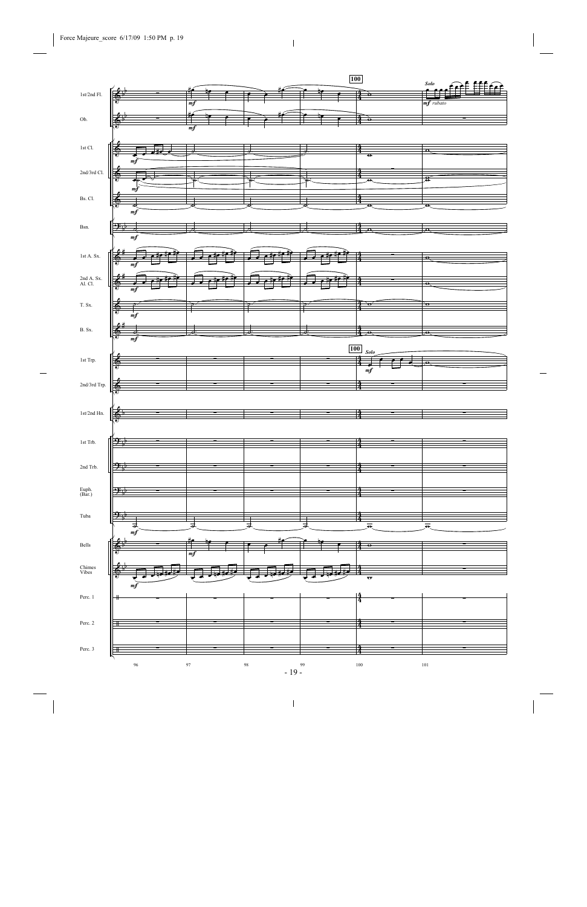1st/2nd Fl.
Ob.
1st Cl.
2nd/3rd Cl.
Bs. Cl.
Bsn.
1st A. Sx.
2nd A. Sx. Al. Cl.
T. Sx.
B. Sx.
1st Trp.
2nd/3rd Trp.
1st/2nd Hn.
1st Trb.
2nd Trb.
Euph. (Bar.)
Tuba
Bells
Chimes Vibes
Perc. 1
Perc. 2
Perc. 3

**100**

*Solo*

*mf rubato*

96 97 98 99 100 101